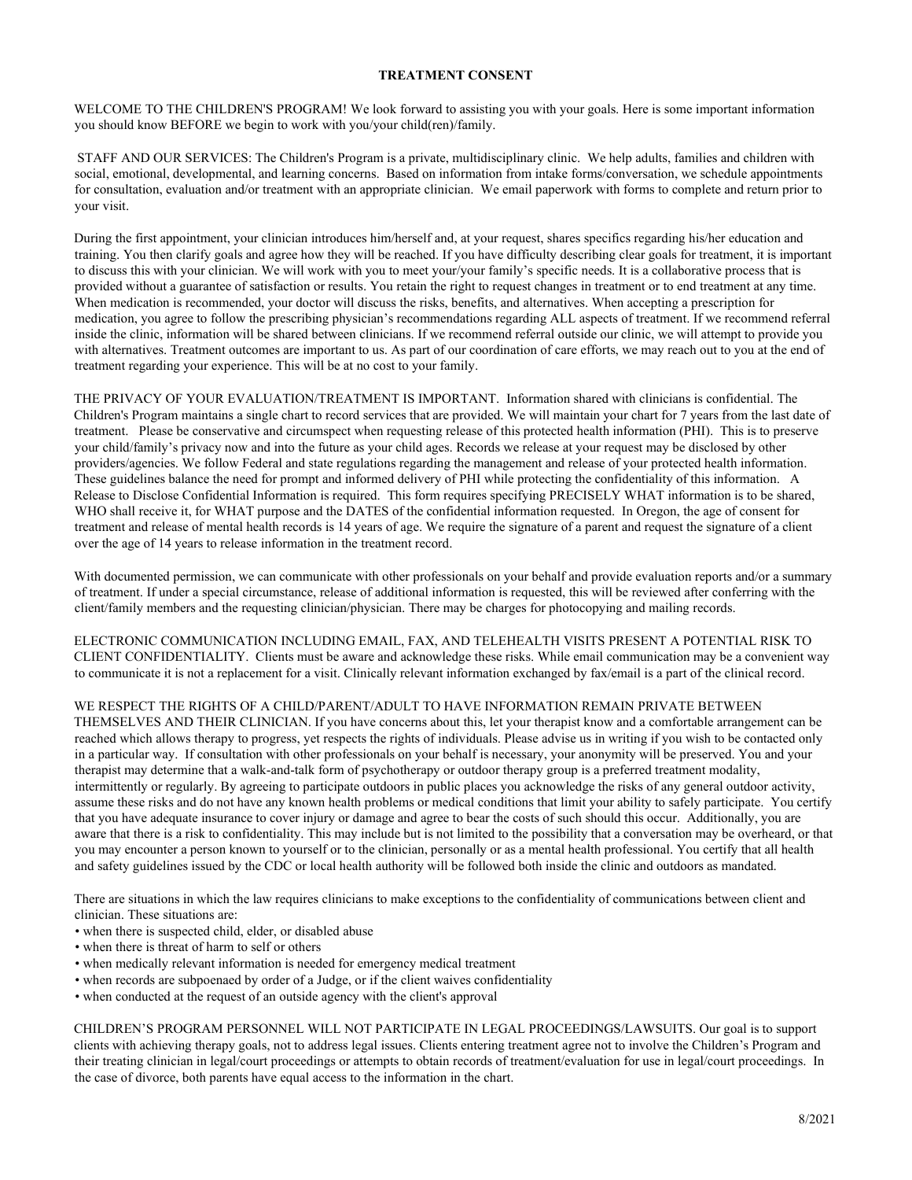# TREATMENT CONSENT

WELCOME TO THE CHILDREN'S PROGRAM! We look forward to assisting you with your goals. Here is some important information you should know BEFORE we begin to work with you/your child(ren)/family.

STAFF AND OUR SERVICES: The Children's Program is a private, multidisciplinary clinic. We help adults, families and children with social, emotional, developmental, and learning concerns. Based on information from intake forms/conversation, we schedule appointments for consultation, evaluation and/or treatment with an appropriate clinician. We email paperwork with forms to complete and return prior to your visit.

During the first appointment, your clinician introduces him/herself and, at your request, shares specifics regarding his/her education and training. You then clarify goals and agree how they will be reached. If you have difficulty describing clear goals for treatment, it is important to discuss this with your clinician. We will work with you to meet your/your family's specific needs. It is a collaborative process that is provided without a guarantee of satisfaction or results. You retain the right to request changes in treatment or to end treatment at any time. When medication is recommended, your doctor will discuss the risks, benefits, and alternatives. When accepting a prescription for medication, you agree to follow the prescribing physician's recommendations regarding ALL aspects of treatment. If we recommend referral inside the clinic, information will be shared between clinicians. If we recommend referral outside our clinic, we will attempt to provide you with alternatives. Treatment outcomes are important to us. As part of our coordination of care efforts, we may reach out to you at the end of treatment regarding your experience. This will be at no cost to your family.

THE PRIVACY OF YOUR EVALUATION/TREATMENT IS IMPORTANT. Information shared with clinicians is confidential. The Children's Program maintains a single chart to record services that are provided. We will maintain your chart for 7 years from the last date of treatment. Please be conservative and circumspect when requesting release of this protected health information (PHI). This is to preserve your child/family's privacy now and into the future as your child ages. Records we release at your request may be disclosed by other providers/agencies. We follow Federal and state regulations regarding the management and release of your protected health information. These guidelines balance the need for prompt and informed delivery of PHI while protecting the confidentiality of this information. A Release to Disclose Confidential Information is required. This form requires specifying PRECISELY WHAT information is to be shared, WHO shall receive it, for WHAT purpose and the DATES of the confidential information requested. In Oregon, the age of consent for treatment and release of mental health records is 14 years of age. We require the signature of a parent and request the signature of a client over the age of 14 years to release information in the treatment record.

With documented permission, we can communicate with other professionals on your behalf and provide evaluation reports and/or a summary of treatment. If under a special circumstance, release of additional information is requested, this will be reviewed after conferring with the client/family members and the requesting clinician/physician. There may be charges for photocopying and mailing records.

ELECTRONIC COMMUNICATION INCLUDING EMAIL, FAX, AND TELEHEALTH VISITS PRESENT A POTENTIAL RISK TO CLIENT CONFIDENTIALITY. Clients must be aware and acknowledge these risks. While email communication may be a convenient way to communicate it is not a replacement for a visit. Clinically relevant information exchanged by fax/email is a part of the clinical record.

WE RESPECT THE RIGHTS OF A CHILD/PARENT/ADULT TO HAVE INFORMATION REMAIN PRIVATE BETWEEN THEMSELVES AND THEIR CLINICIAN. If you have concerns about this, let your therapist know and a comfortable arrangement can be reached which allows therapy to progress, yet respects the rights of individuals. Please advise us in writing if you wish to be contacted only in a particular way. If consultation with other professionals on your behalf is necessary, your anonymity will be preserved. You and your therapist may determine that a walk-and-talk form of psychotherapy or outdoor therapy group is a preferred treatment modality, intermittently or regularly. By agreeing to participate outdoors in public places you acknowledge the risks of any general outdoor activity, assume these risks and do not have any known health problems or medical conditions that limit your ability to safely participate. You certify that you have adequate insurance to cover injury or damage and agree to bear the costs of such should this occur. Additionally, you are aware that there is a risk to confidentiality. This may include but is not limited to the possibility that a conversation may be overheard, or that you may encounter a person known to yourself or to the clinician, personally or as a mental health professional. You certify that all health and safety guidelines issued by the CDC or local health authority will be followed both inside the clinic and outdoors as mandated.

There are situations in which the law requires clinicians to make exceptions to the confidentiality of communications between client and clinician. These situations are:

- when there is suspected child, elder, or disabled abuse
- when there is threat of harm to self or others
- when medically relevant information is needed for emergency medical treatment
- when records are subpoenaed by order of a Judge, or if the client waives confidentiality
- when conducted at the request of an outside agency with the client's approval

CHILDREN'S PROGRAM PERSONNEL WILL NOT PARTICIPATE IN LEGAL PROCEEDINGS/LAWSUITS. Our goal is to support clients with achieving therapy goals, not to address legal issues. Clients entering treatment agree not to involve the Children's Program and their treating clinician in legal/court proceedings or attempts to obtain records of treatment/evaluation for use in legal/court proceedings. In the case of divorce, both parents have equal access to the information in the chart.

8/2021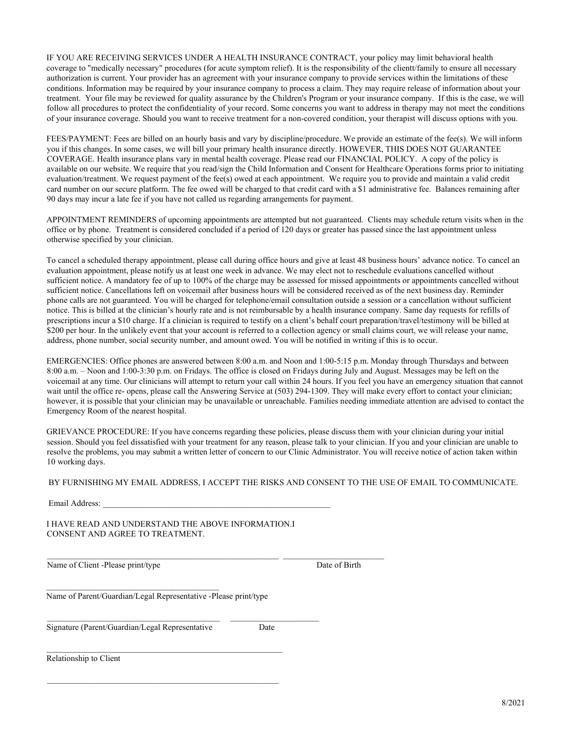IF YOU ARE RECEIVING SERVICES UNDER A HEALTH INSURANCE CONTRACT, your policy may limit behavioral health coverage to "medically necessary" procedures (for acute symptom relief). It is the responsibility of the clientt/family to ensure all necessary authorization is current. Your provider has an agreement with your insurance company to provide services within the limitations of these conditions. Information may be required by your insurance company to process a claim. They may require release of information about your treatment. Your file may be reviewed for quality assurance by the Children's Program or your insurance company. If this is the case, we will follow all procedures to protect the confidentiality of your record. Some concerns you want to address in therapy may not meet the conditions of your insurance coverage. Should you want to receive treatment for a non-covered condition, your therapist will discuss options with you.

FEES/PAYMENT: Fees are billed on an hourly basis and vary by discipline/procedure. We provide an estimate of the fee(s). We will inform you if this changes. In some cases, we will bill your primary health insurance directly. HOWEVER, THIS DOES NOT GUARANTEE COVERAGE. Health insurance plans vary in mental health coverage. Please read our FINANCIAL POLICY. A copy of the policy is available on our website. We require that you read/sign the Child Information and Consent for Healthcare Operations forms prior to initiating evaluation/treatment. We request payment of the fee(s) owed at each appointment. We require you to provide and maintain a valid credit card number on our secure platform. The fee owed will be charged to that credit card with a $1 administrative fee. Balances remaining after 90 days may incur a late fee if you have not called us regarding arrangements for payment.

APPOINTMENT REMINDERS of upcoming appointments are attempted but not guaranteed. Clients may schedule return visits when in the office or by phone. Treatment is considered concluded if a period of 120 days or greater has passed since the last appointment unless otherwise specified by your clinician.

To cancel a scheduled therapy appointment, please call during office hours and give at least 48 business hours' advance notice. To cancel an evaluation appointment, please notify us at least one week in advance. We may elect not to reschedule evaluations cancelled without sufficient notice. A mandatory fee of up to 100% of the charge may be assessed for missed appointments or appointments cancelled without sufficient notice. Cancellations left on voicemail after business hours will be considered received as of the next business day. Reminder phone calls are not guaranteed. You will be charged for telephone/email consultation outside a session or a cancellation without sufficient notice. This is billed at the clinician's hourly rate and is not reimbursable by a health insurance company. Same day requests for refills of prescriptions incur a $10 charge. If a clinician is required to testify on a client's behalf court preparation/travel/testimony will be billed at $200 per hour. In the unlikely event that your account is referred to a collection agency or small claims court, we will release your name, address, phone number, social security number, and amount owed. You will be notified in writing if this is to occur.

EMERGENCIES: Office phones are answered between 8:00 a.m. and Noon and 1:00-5:15 p.m. Monday through Thursdays and between 8:00 a.m. – Noon and 1:00-3:30 p.m. on Fridays. The office is closed on Fridays during July and August. Messages may be left on the voicemail at any time. Our clinicians will attempt to return your call within 24 hours. If you feel you have an emergency situation that cannot wait until the office re- opens, please call the Answering Service at (503) 294-1309. They will make every effort to contact your clinician; however, it is possible that your clinician may be unavailable or unreachable. Families needing immediate attention are advised to contact the Emergency Room of the nearest hospital.

GRIEVANCE PROCEDURE: If you have concerns regarding these policies, please discuss them with your clinician during your initial session. Should you feel dissatisfied with your treatment for any reason, please talk to your clinician. If you and your clinician are unable to resolve the problems, you may submit a written letter of concern to our Clinic Administrator. You will receive notice of action taken within 10 working days.

BY FURNISHING MY EMAIL ADDRESS, I ACCEPT THE RISKS AND CONSENT TO THE USE OF EMAIL TO COMMUNICATE.

Email Address: ________________________________________________________

I HAVE READ AND UNDERSTAND THE ABOVE INFORMATION.I
CONSENT AND AGREE TO TREATMENT.

________________________________________________________ ________________________
Name of Client -Please print/type Date of Birth

__________________________________________
Name of Parent/Guardian/Legal Representative -Please print/type

__________________________________________ _____________________
Signature (Parent/Guardian/Legal Representative Date

_________________________________________________________
Relationship to Client

_________________________________________________________

8/2021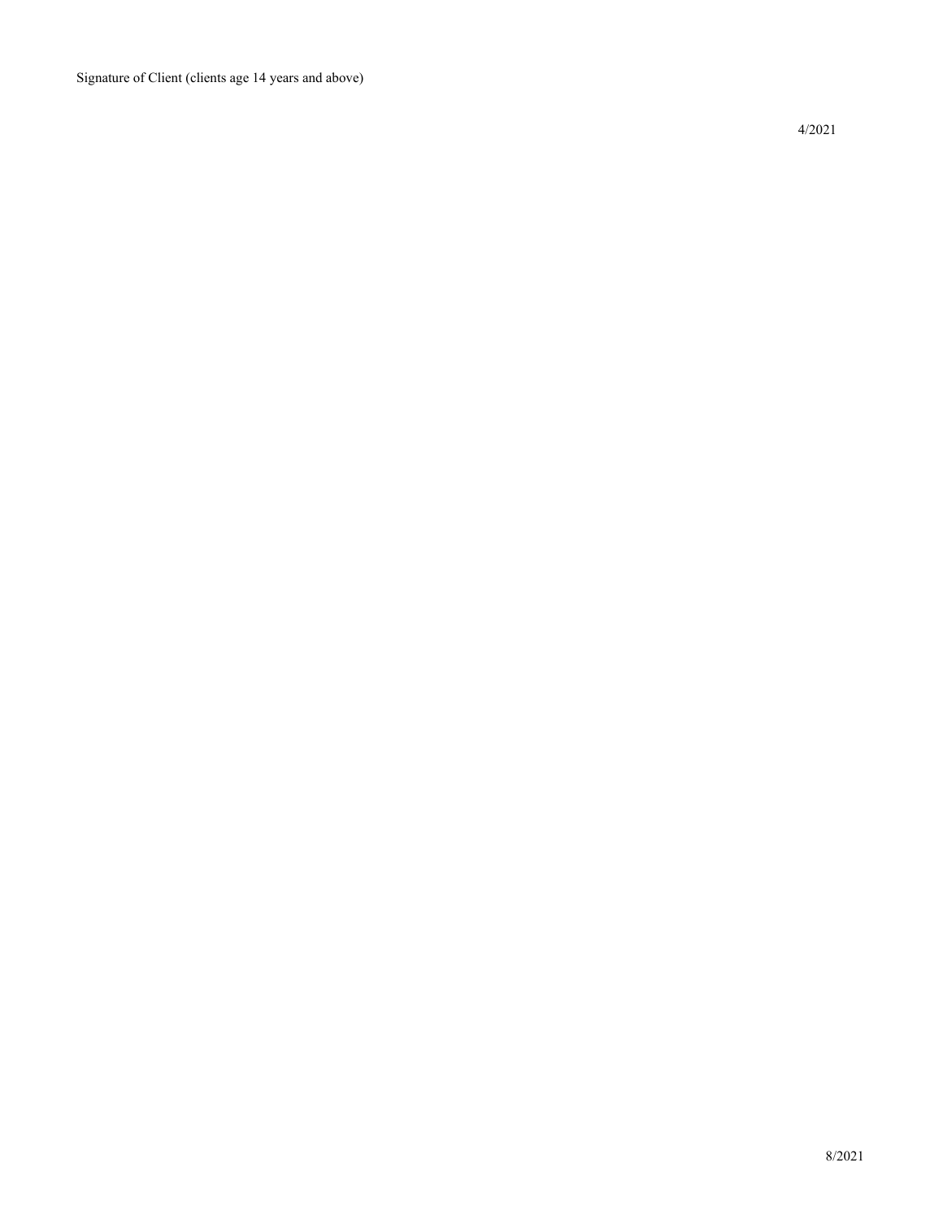Signature of Client (clients age 14 years and above)

4/2021

8/2021